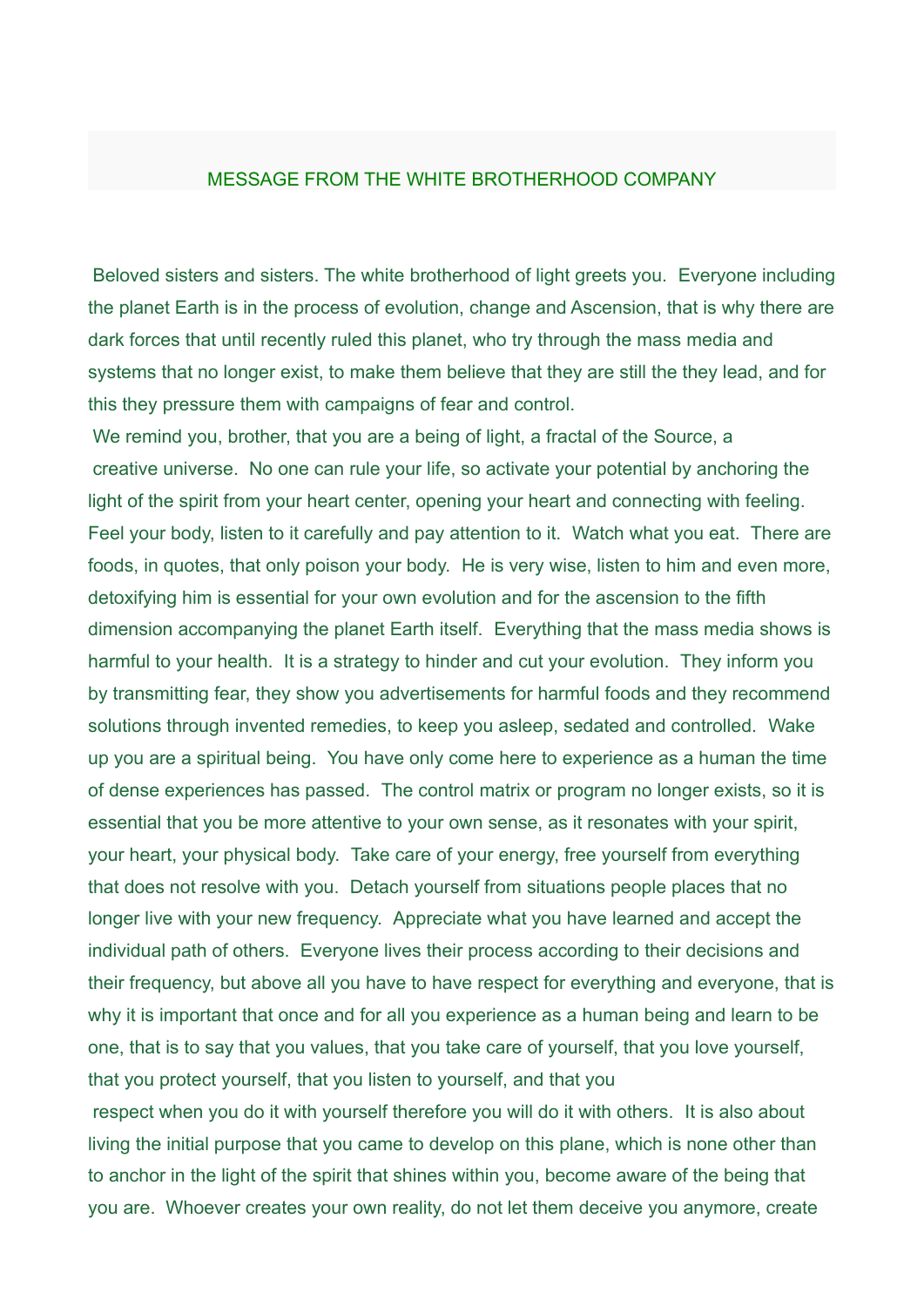# MESSAGE FROM THE WHITE BROTHERHOOD COMPANY

Beloved sisters and sisters. The white brotherhood of light greets you. Everyone including the planet Earth is in the process of evolution, change and Ascension, that is why there are dark forces that until recently ruled this planet, who try through the mass media and systems that no longer exist, to make them believe that they are still the they lead, and for this they pressure them with campaigns of fear and control.

We remind you, brother, that you are a being of light, a fractal of the Source, a creative universe. No one can rule your life, so activate your potential by anchoring the light of the spirit from your heart center, opening your heart and connecting with feeling. Feel your body, listen to it carefully and pay attention to it. Watch what you eat. There are foods, in quotes, that only poison your body. He is very wise, listen to him and even more, detoxifying him is essential for your own evolution and for the ascension to the fifth dimension accompanying the planet Earth itself. Everything that the mass media shows is harmful to your health. It is a strategy to hinder and cut your evolution. They inform you by transmitting fear, they show you advertisements for harmful foods and they recommend solutions through invented remedies, to keep you asleep, sedated and controlled. Wake up you are a spiritual being. You have only come here to experience as a human the time of dense experiences has passed. The control matrix or program no longer exists, so it is essential that you be more attentive to your own sense, as it resonates with your spirit, your heart, your physical body. Take care of your energy, free yourself from everything that does not resolve with you. Detach yourself from situations people places that no longer live with your new frequency. Appreciate what you have learned and accept the individual path of others. Everyone lives their process according to their decisions and their frequency, but above all you have to have respect for everything and everyone, that is why it is important that once and for all you experience as a human being and learn to be one, that is to say that you values, that you take care of yourself, that you love yourself, that you protect yourself, that you listen to yourself, and that you respect when you do it with yourself therefore you will do it with others. It is also about living the initial purpose that you came to develop on this plane, which is none other than to anchor in the light of the spirit that shines within you, become aware of the being that you are. Whoever creates your own reality, do not let them deceive you anymore, create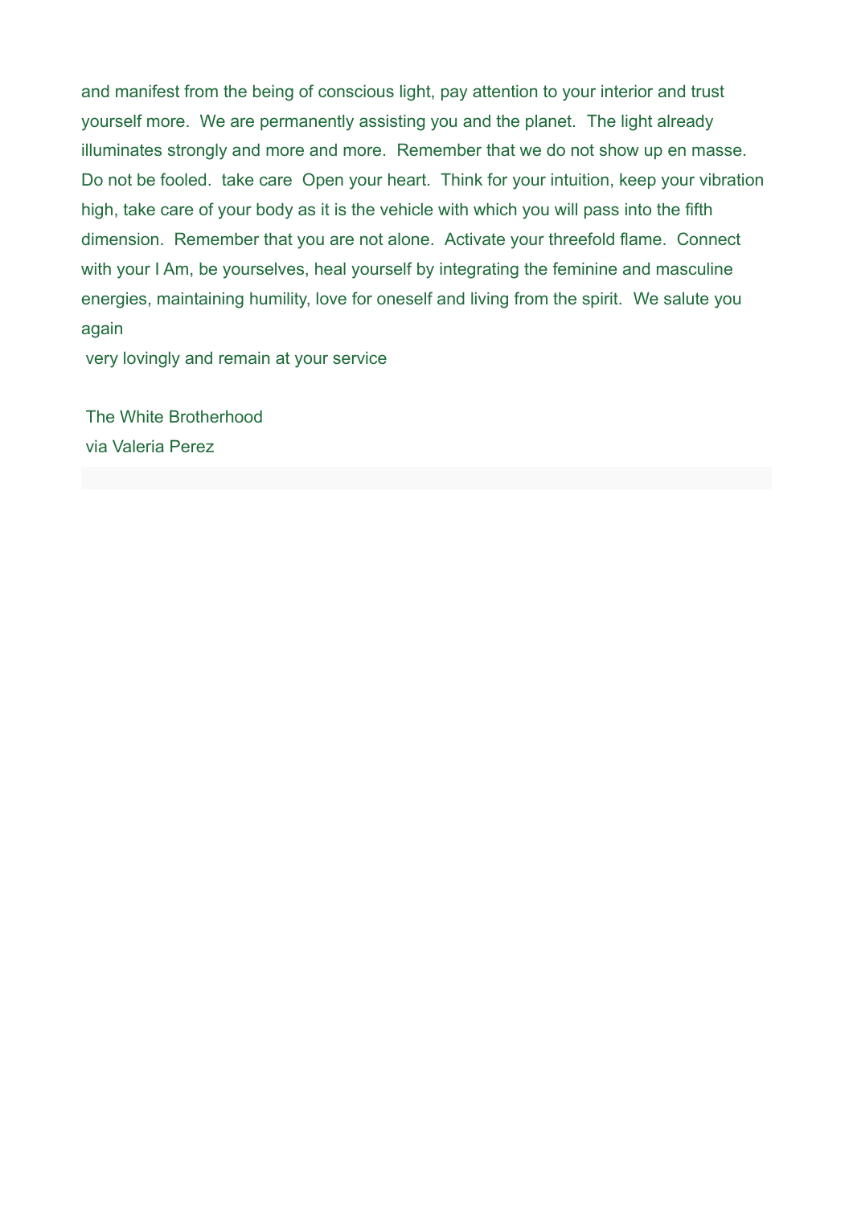and manifest from the being of conscious light, pay attention to your interior and trust yourself more. We are permanently assisting you and the planet. The light already illuminates strongly and more and more. Remember that we do not show up en masse. Do not be fooled. take care Open your heart. Think for your intuition, keep your vibration high, take care of your body as it is the vehicle with which you will pass into the fifth dimension. Remember that you are not alone. Activate your threefold flame. Connect with your I Am, be yourselves, heal yourself by integrating the feminine and masculine energies, maintaining humility, love for oneself and living from the spirit. We salute you again
very lovingly and remain at your service

The White Brotherhood
via Valeria Perez